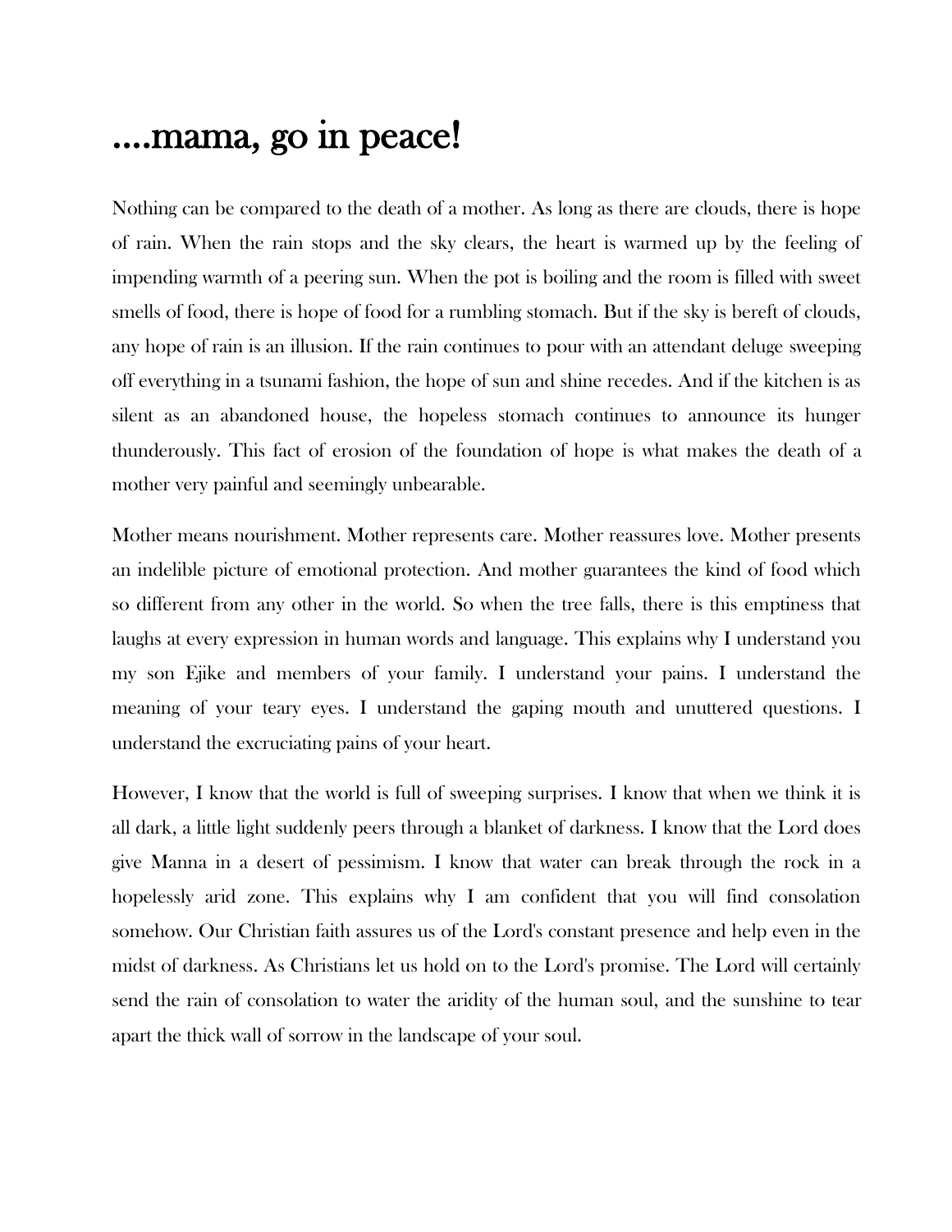# ....mama, go in peace!

Nothing can be compared to the death of a mother. As long as there are clouds, there is hope of rain. When the rain stops and the sky clears, the heart is warmed up by the feeling of impending warmth of a peering sun. When the pot is boiling and the room is filled with sweet smells of food, there is hope of food for a rumbling stomach. But if the sky is bereft of clouds, any hope of rain is an illusion. If the rain continues to pour with an attendant deluge sweeping off everything in a tsunami fashion, the hope of sun and shine recedes. And if the kitchen is as silent as an abandoned house, the hopeless stomach continues to announce its hunger thunderously. This fact of erosion of the foundation of hope is what makes the death of a mother very painful and seemingly unbearable.

Mother means nourishment. Mother represents care. Mother reassures love. Mother presents an indelible picture of emotional protection. And mother guarantees the kind of food which so different from any other in the world. So when the tree falls, there is this emptiness that laughs at every expression in human words and language. This explains why I understand you my son Ejike and members of your family. I understand your pains. I understand the meaning of your teary eyes. I understand the gaping mouth and unuttered questions. I understand the excruciating pains of your heart.

However, I know that the world is full of sweeping surprises. I know that when we think it is all dark, a little light suddenly peers through a blanket of darkness. I know that the Lord does give Manna in a desert of pessimism. I know that water can break through the rock in a hopelessly arid zone. This explains why I am confident that you will find consolation somehow. Our Christian faith assures us of the Lord's constant presence and help even in the midst of darkness. As Christians let us hold on to the Lord's promise. The Lord will certainly send the rain of consolation to water the aridity of the human soul, and the sunshine to tear apart the thick wall of sorrow in the landscape of your soul.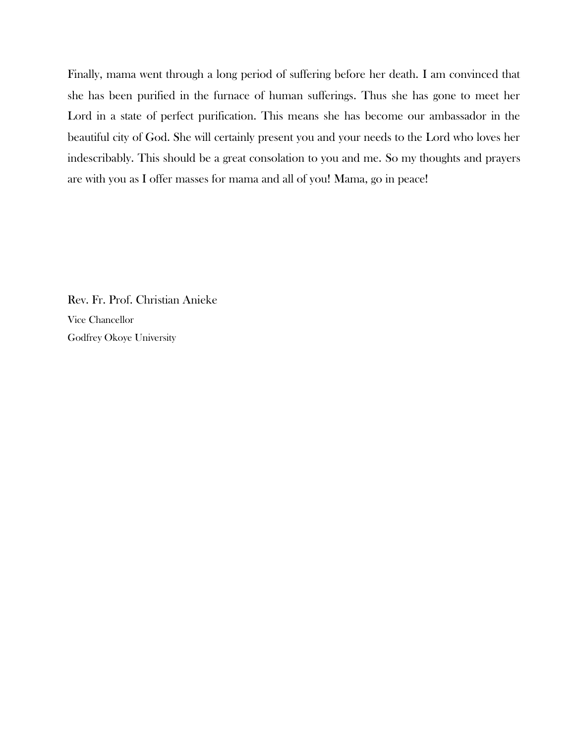Finally, mama went through a long period of suffering before her death. I am convinced that she has been purified in the furnace of human sufferings. Thus she has gone to meet her Lord in a state of perfect purification. This means she has become our ambassador in the beautiful city of God. She will certainly present you and your needs to the Lord who loves her indescribably. This should be a great consolation to you and me. So my thoughts and prayers are with you as I offer masses for mama and all of you! Mama, go in peace!

Rev. Fr. Prof. Christian Anieke  
Vice Chancellor  
Godfrey Okoye University